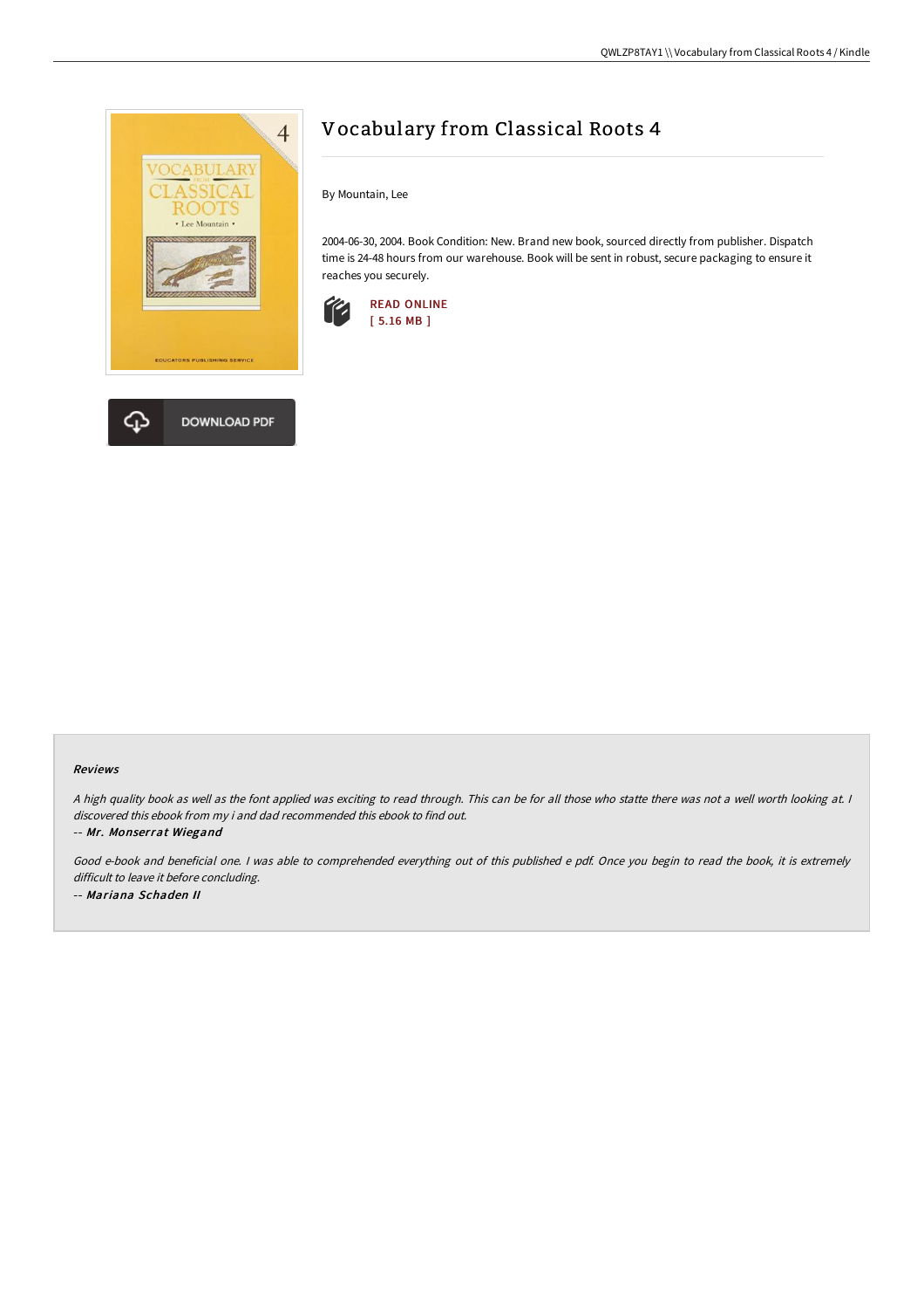# Vocabulary from Classical Roots 4

By Mountain, Lee

2004-06-30, 2004. Book Condition: New. Brand new book, sourced directly from publisher. Dispatch time is 24-48 hours from our warehouse. Book will be sent in robust, secure packaging to ensure it reaches you securely.

READ ONLINE
[ 5.16 MB ]

DOWNLOAD PDF

### Reviews

*A high quality book as well as the font applied was exciting to read through. This can be for all those who statte there was not a well worth looking at. I discovered this ebook from my i and dad recommended this ebook to find out.*

-- ***Mr. Monserrat Wiegand***

*Good e-book and beneficial one. I was able to comprehended everything out of this published e pdf. Once you begin to read the book, it is extremely difficult to leave it before concluding.*

-- ***Mariana Schaden II***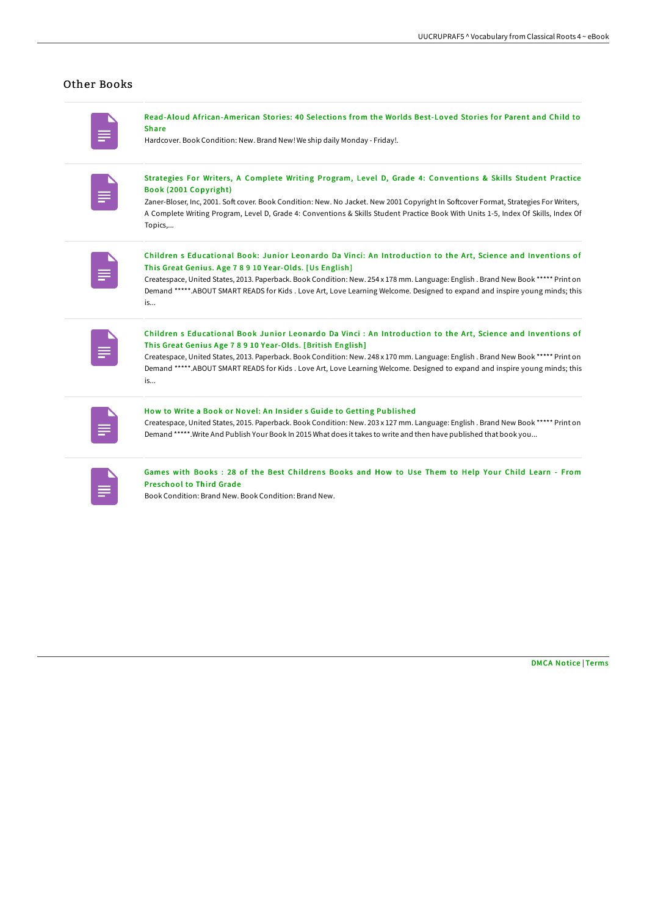## Other Books

**Read-Aloud African-American Stories: 40 Selections from the Worlds Best-Loved Stories for Parent and Child to Share**

Hardcover. Book Condition: New. Brand New! We ship daily Monday - Friday!.

**Strategies For Writers, A Complete Writing Program, Level D, Grade 4: Conventions & Skills Student Practice Book (2001 Copyright)**

Zaner-Bloser, Inc, 2001. Soft cover. Book Condition: New. No Jacket. New 2001 Copyright In Softcover Format, Strategies For Writers, A Complete Writing Program, Level D, Grade 4: Conventions & Skills Student Practice Book With Units 1-5, Index Of Skills, Index Of Topics,...

**Children s Educational Book: Junior Leonardo Da Vinci: An Introduction to the Art, Science and Inventions of This Great Genius. Age 7 8 9 10 Year-Olds. [Us English]**

Createspace, United States, 2013. Paperback. Book Condition: New. 254 x 178 mm. Language: English . Brand New Book ***** Print on Demand *****.ABOUT SMART READS for Kids . Love Art, Love Learning Welcome. Designed to expand and inspire young minds; this is...

**Children s Educational Book Junior Leonardo Da Vinci : An Introduction to the Art, Science and Inventions of This Great Genius Age 7 8 9 10 Year-Olds. [British English]**

Createspace, United States, 2013. Paperback. Book Condition: New. 248 x 170 mm. Language: English . Brand New Book ***** Print on Demand *****.ABOUT SMART READS for Kids . Love Art, Love Learning Welcome. Designed to expand and inspire young minds; this is...

**How to Write a Book or Novel: An Insider s Guide to Getting Published**

Createspace, United States, 2015. Paperback. Book Condition: New. 203 x 127 mm. Language: English . Brand New Book ***** Print on Demand *****.Write And Publish Your Book In 2015 What does it takes to write and then have published that book you...

**Games with Books : 28 of the Best Childrens Books and How to Use Them to Help Your Child Learn - From Preschool to Third Grade**

Book Condition: Brand New. Book Condition: Brand New.

DMCA Notice | Terms